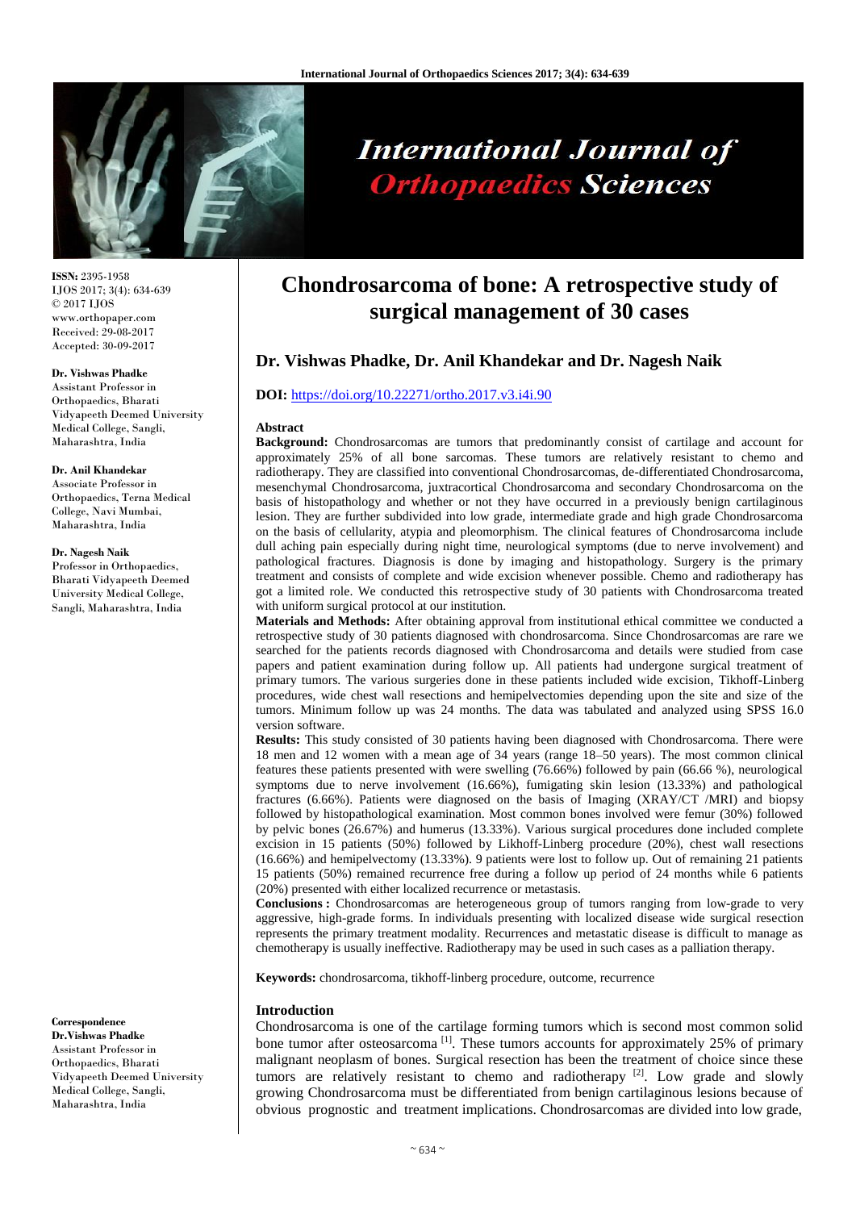# Chondrosarcoma of bone: A retrospective study of surgical management of 30 cases

**Dr. Vishwas Phadke, Dr. Anil Khandekar and Dr. Nagesh Naik**

**DOI:** https://doi.org/10.22271/ortho.2017.v3.i4i.90

ISSN: 2395-1958
IJOS 2017; 3(4): 634-639
© 2017 IJOS
www.orthopaper.com
Received: 29-08-2017
Accepted: 30-09-2017

**Dr. Vishwas Phadke**
Assistant Professor in Orthopaedics, Bharati Vidyapeeth Deemed University Medical College, Sangli, Maharashtra, India

**Dr. Anil Khandekar**
Associate Professor in Orthopaedics, Terna Medical College, Navi Mumbai, Maharashtra, India

**Dr. Nagesh Naik**
Professor in Orthopaedics, Bharati Vidyapeeth Deemed University Medical College, Sangli, Maharashtra, India

**Correspondence**
**Dr.Vishwas Phadke**
Assistant Professor in Orthopaedics, Bharati Vidyapeeth Deemed University Medical College, Sangli, Maharashtra, India

## Abstract

**Background:** Chondrosarcomas are tumors that predominantly consist of cartilage and account for approximately 25% of all bone sarcomas. These tumors are relatively resistant to chemo and radiotherapy. They are classified into conventional Chondrosarcomas, de-differentiated Chondrosarcoma, mesenchymal Chondrosarcoma, juxtracortical Chondrosarcoma and secondary Chondrosarcoma on the basis of histopathology and whether or not they have occurred in a previously benign cartilaginous lesion. They are further subdivided into low grade, intermediate grade and high grade Chondrosarcoma on the basis of cellularity, atypia and pleomorphism. The clinical features of Chondrosarcoma include dull aching pain especially during night time, neurological symptoms (due to nerve involvement) and pathological fractures. Diagnosis is done by imaging and histopathology. Surgery is the primary treatment and consists of complete and wide excision whenever possible. Chemo and radiotherapy has got a limited role. We conducted this retrospective study of 30 patients with Chondrosarcoma treated with uniform surgical protocol at our institution.

**Materials and Methods:** After obtaining approval from institutional ethical committee we conducted a retrospective study of 30 patients diagnosed with chondrosarcoma. Since Chondrosarcomas are rare we searched for the patients records diagnosed with Chondrosarcoma and details were studied from case papers and patient examination during follow up. All patients had undergone surgical treatment of primary tumors. The various surgeries done in these patients included wide excision, Tikhoff-Linberg procedures, wide chest wall resections and hemipelvectomies depending upon the site and size of the tumors. Minimum follow up was 24 months. The data was tabulated and analyzed using SPSS 16.0 version software.

**Results:** This study consisted of 30 patients having been diagnosed with Chondrosarcoma. There were 18 men and 12 women with a mean age of 34 years (range 18–50 years). The most common clinical features these patients presented with were swelling (76.66%) followed by pain (66.66 %), neurological symptoms due to nerve involvement (16.66%), fumigating skin lesion (13.33%) and pathological fractures (6.66%). Patients were diagnosed on the basis of Imaging (XRAY/CT /MRI) and biopsy followed by histopathological examination. Most common bones involved were femur (30%) followed by pelvic bones (26.67%) and humerus (13.33%). Various surgical procedures done included complete excision in 15 patients (50%) followed by Likhoff-Linberg procedure (20%), chest wall resections (16.66%) and hemipelvectomy (13.33%). 9 patients were lost to follow up. Out of remaining 21 patients 15 patients (50%) remained recurrence free during a follow up period of 24 months while 6 patients (20%) presented with either localized recurrence or metastasis.

**Conclusions :** Chondrosarcomas are heterogeneous group of tumors ranging from low-grade to very aggressive, high-grade forms. In individuals presenting with localized disease wide surgical resection represents the primary treatment modality. Recurrences and metastatic disease is difficult to manage as chemotherapy is usually ineffective. Radiotherapy may be used in such cases as a palliation therapy.

**Keywords:** chondrosarcoma, tikhoff-linberg procedure, outcome, recurrence

## Introduction

Chondrosarcoma is one of the cartilage forming tumors which is second most common solid bone tumor after osteosarcoma [1]. These tumors accounts for approximately 25% of primary malignant neoplasm of bones. Surgical resection has been the treatment of choice since these tumors are relatively resistant to chemo and radiotherapy [2]. Low grade and slowly growing Chondrosarcoma must be differentiated from benign cartilaginous lesions because of obvious prognostic and treatment implications. Chondrosarcomas are divided into low grade,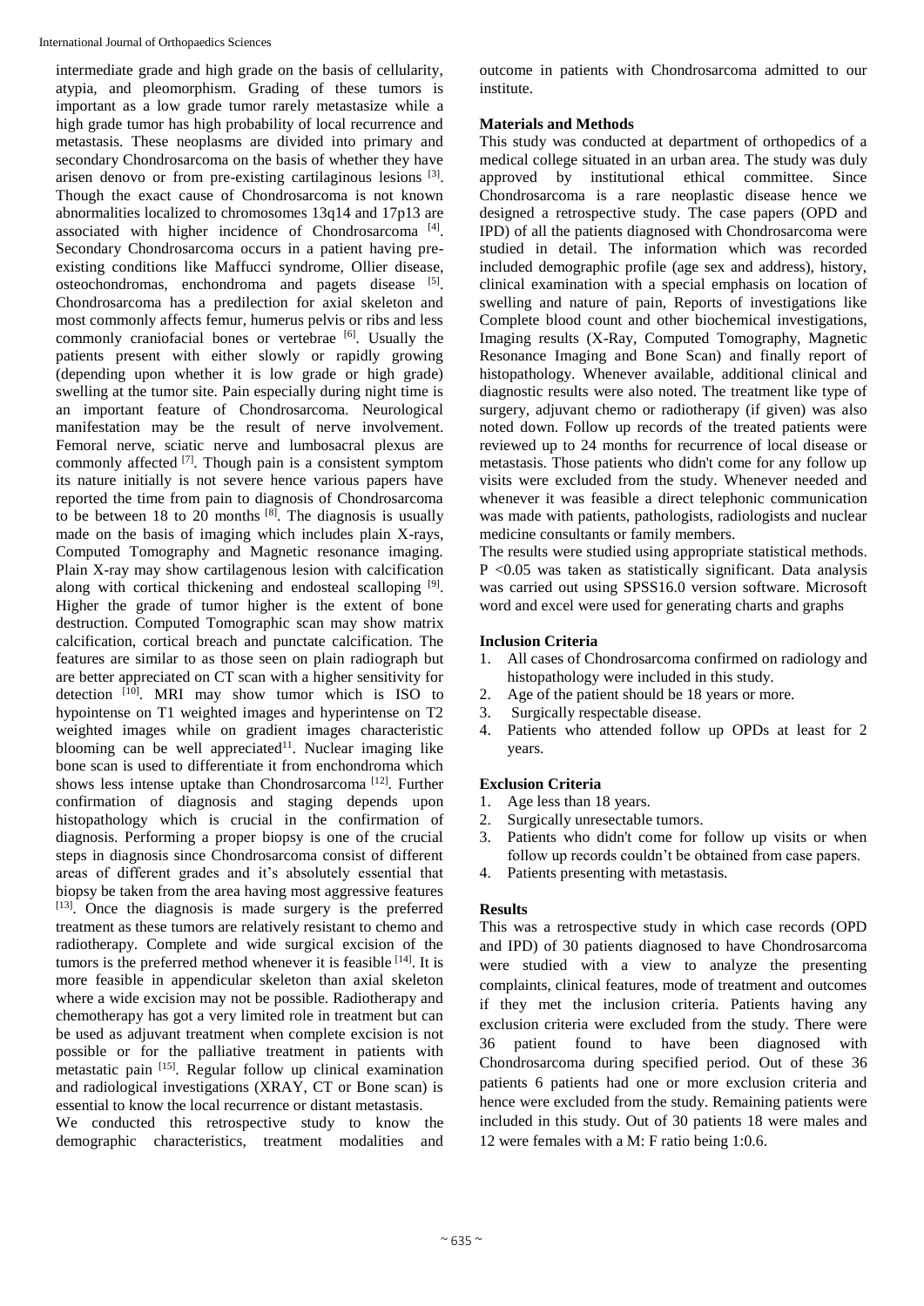intermediate grade and high grade on the basis of cellularity, atypia, and pleomorphism. Grading of these tumors is important as a low grade tumor rarely metastasize while a high grade tumor has high probability of local recurrence and metastasis. These neoplasms are divided into primary and secondary Chondrosarcoma on the basis of whether they have arisen denovo or from pre-existing cartilaginous lesions [3]. Though the exact cause of Chondrosarcoma is not known abnormalities localized to chromosomes 13q14 and 17p13 are associated with higher incidence of Chondrosarcoma [4]. Secondary Chondrosarcoma occurs in a patient having pre-existing conditions like Maffucci syndrome, Ollier disease, osteochondromas, enchondroma and pagets disease [5]. Chondrosarcoma has a predilection for axial skeleton and most commonly affects femur, humerus pelvis or ribs and less commonly craniofacial bones or vertebrae [6]. Usually the patients present with either slowly or rapidly growing (depending upon whether it is low grade or high grade) swelling at the tumor site. Pain especially during night time is an important feature of Chondrosarcoma. Neurological manifestation may be the result of nerve involvement. Femoral nerve, sciatic nerve and lumbosacral plexus are commonly affected [7]. Though pain is a consistent symptom its nature initially is not severe hence various papers have reported the time from pain to diagnosis of Chondrosarcoma to be between 18 to 20 months [8]. The diagnosis is usually made on the basis of imaging which includes plain X-rays, Computed Tomography and Magnetic resonance imaging. Plain X-ray may show cartilagenous lesion with calcification along with cortical thickening and endosteal scalloping [9]. Higher the grade of tumor higher is the extent of bone destruction. Computed Tomographic scan may show matrix calcification, cortical breach and punctate calcification. The features are similar to as those seen on plain radiograph but are better appreciated on CT scan with a higher sensitivity for detection [10]. MRI may show tumor which is ISO to hypointense on T1 weighted images and hyperintense on T2 weighted images while on gradient images characteristic blooming can be well appreciated[11]. Nuclear imaging like bone scan is used to differentiate it from enchondroma which shows less intense uptake than Chondrosarcoma [12]. Further confirmation of diagnosis and staging depends upon histopathology which is crucial in the confirmation of diagnosis. Performing a proper biopsy is one of the crucial steps in diagnosis since Chondrosarcoma consist of different areas of different grades and it's absolutely essential that biopsy be taken from the area having most aggressive features [13]. Once the diagnosis is made surgery is the preferred treatment as these tumors are relatively resistant to chemo and radiotherapy. Complete and wide surgical excision of the tumors is the preferred method whenever it is feasible [14]. It is more feasible in appendicular skeleton than axial skeleton where a wide excision may not be possible. Radiotherapy and chemotherapy has got a very limited role in treatment but can be used as adjuvant treatment when complete excision is not possible or for the palliative treatment in patients with metastatic pain [15]. Regular follow up clinical examination and radiological investigations (XRAY, CT or Bone scan) is essential to know the local recurrence or distant metastasis.

We conducted this retrospective study to know the demographic characteristics, treatment modalities and outcome in patients with Chondrosarcoma admitted to our institute.

## Materials and Methods

This study was conducted at department of orthopedics of a medical college situated in an urban area. The study was duly approved by institutional ethical committee. Since Chondrosarcoma is a rare neoplastic disease hence we designed a retrospective study. The case papers (OPD and IPD) of all the patients diagnosed with Chondrosarcoma were studied in detail. The information which was recorded included demographic profile (age sex and address), history, clinical examination with a special emphasis on location of swelling and nature of pain, Reports of investigations like Complete blood count and other biochemical investigations, Imaging results (X-Ray, Computed Tomography, Magnetic Resonance Imaging and Bone Scan) and finally report of histopathology. Whenever available, additional clinical and diagnostic results were also noted. The treatment like type of surgery, adjuvant chemo or radiotherapy (if given) was also noted down. Follow up records of the treated patients were reviewed up to 24 months for recurrence of local disease or metastasis. Those patients who didn't come for any follow up visits were excluded from the study. Whenever needed and whenever it was feasible a direct telephonic communication was made with patients, pathologists, radiologists and nuclear medicine consultants or family members.

The results were studied using appropriate statistical methods. $P < 0.05$ was taken as statistically significant. Data analysis was carried out using SPSS16.0 version software. Microsoft word and excel were used for generating charts and graphs

### Inclusion Criteria

1. All cases of Chondrosarcoma confirmed on radiology and histopathology were included in this study.
2. Age of the patient should be 18 years or more.
3. Surgically respectable disease.
4. Patients who attended follow up OPDs at least for 2 years.

### Exclusion Criteria

1. Age less than 18 years.
2. Surgically unresectable tumors.
3. Patients who didn't come for follow up visits or when follow up records couldn't be obtained from case papers.
4. Patients presenting with metastasis.

## Results

This was a retrospective study in which case records (OPD and IPD) of 30 patients diagnosed to have Chondrosarcoma were studied with a view to analyze the presenting complaints, clinical features, mode of treatment and outcomes if they met the inclusion criteria. Patients having any exclusion criteria were excluded from the study. There were 36 patient found to have been diagnosed with Chondrosarcoma during specified period. Out of these 36 patients 6 patients had one or more exclusion criteria and hence were excluded from the study. Remaining patients were included in this study. Out of 30 patients 18 were males and 12 were females with a M: F ratio being 1:0.6.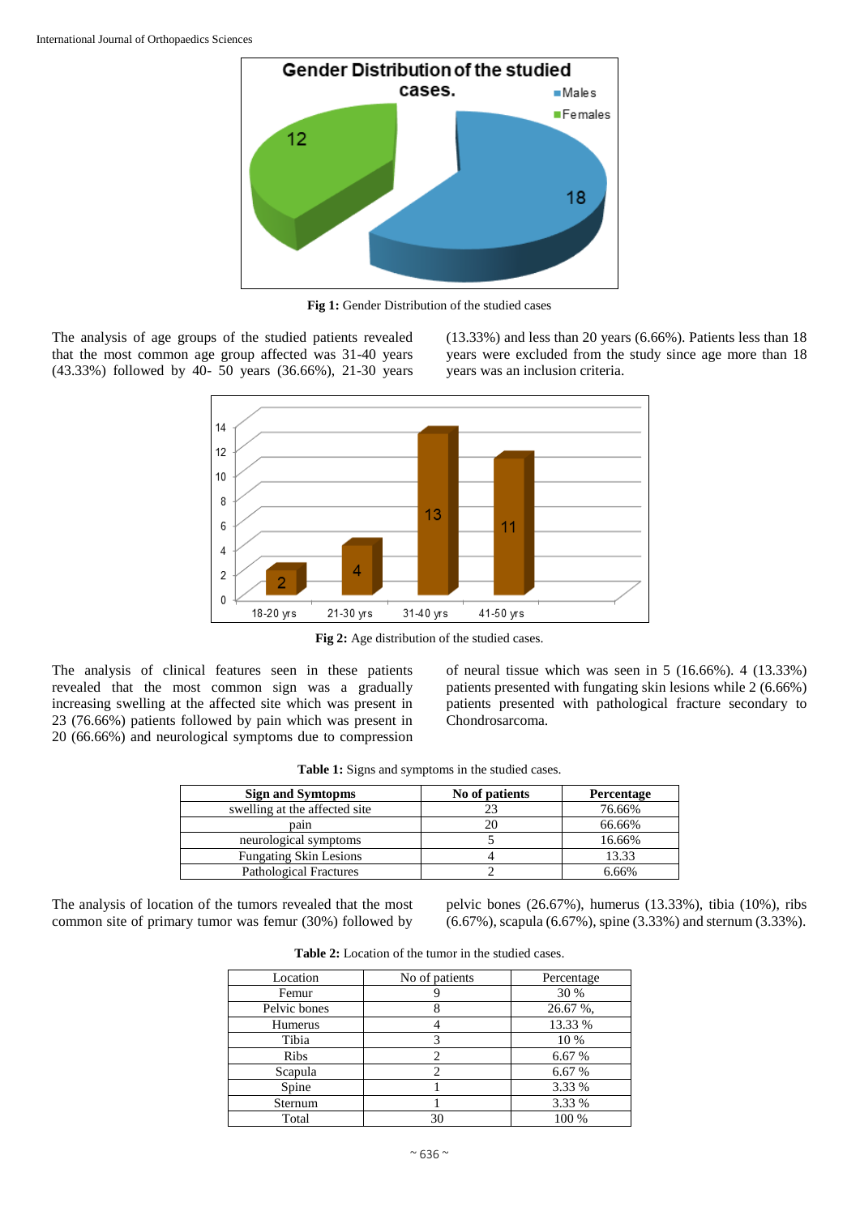Fig 1: Gender Distribution of the studied cases

The analysis of age groups of the studied patients revealed that the most common age group affected was 31-40 years (43.33%) followed by 40- 50 years (36.66%), 21-30 years (13.33%) and less than 20 years (6.66%). Patients less than 18 years were excluded from the study since age more than 18 years was an inclusion criteria.

Fig 2: Age distribution of the studied cases.

The analysis of clinical features seen in these patients revealed that the most common sign was a gradually increasing swelling at the affected site which was present in 23 (76.66%) patients followed by pain which was present in 20 (66.66%) and neurological symptoms due to compression of neural tissue which was seen in 5 (16.66%). 4 (13.33%) patients presented with fungating skin lesions while 2 (6.66%) patients presented with pathological fracture secondary to Chondrosarcoma.

**Table 1:** Signs and symptoms in the studied cases.

| Sign and Symtopms | No of patients | Percentage |
|---|---|---|
| swelling at the affected site | 23 | 76.66% |
| pain | 20 | 66.66% |
| neurological symptoms | 5 | 16.66% |
| Fungating Skin Lesions | 4 | 13.33 |
| Pathological Fractures | 2 | 6.66% |

The analysis of location of the tumors revealed that the most common site of primary tumor was femur (30%) followed by pelvic bones (26.67%), humerus (13.33%), tibia (10%), ribs (6.67%), scapula (6.67%), spine (3.33%) and sternum (3.33%).

**Table 2:** Location of the tumor in the studied cases.

| Location | No of patients | Percentage |
|---|---|---|
| Femur | 9 | 30 % |
| Pelvic bones | 8 | 26.67 %, |
| Humerus | 4 | 13.33 % |
| Tibia | 3 | 10 % |
| Ribs | 2 | 6.67 % |
| Scapula | 2 | 6.67 % |
| Spine | 1 | 3.33 % |
| Sternum | 1 | 3.33 % |
| Total | 30 | 100 % |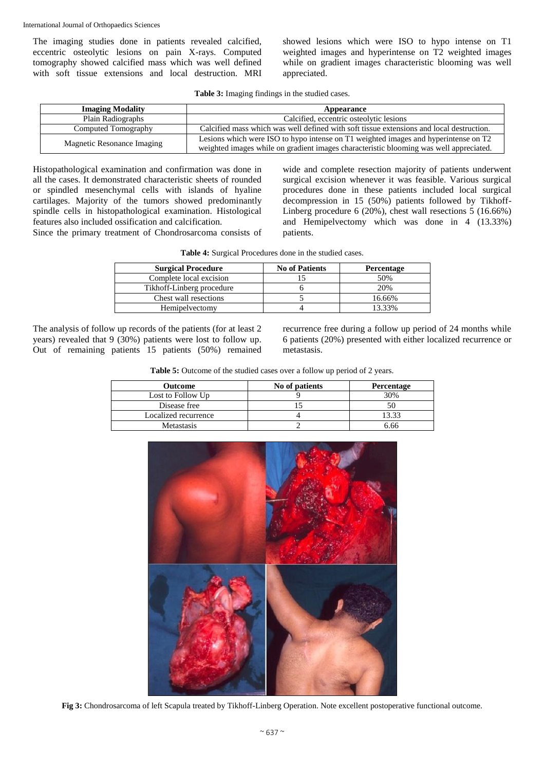The imaging studies done in patients revealed calcified, eccentric osteolytic lesions on pain X-rays. Computed tomography showed calcified mass which was well defined with soft tissue extensions and local destruction. MRI showed lesions which were ISO to hypo intense on T1 weighted images and hyperintense on T2 weighted images while on gradient images characteristic blooming was well appreciated.

**Table 3:** Imaging findings in the studied cases.

| Imaging Modality | Appearance |
|---|---|
| Plain Radiographs | Calcified, eccentric osteolytic lesions |
| Computed Tomography | Calcified mass which was well defined with soft tissue extensions and local destruction. |
| Magnetic Resonance Imaging | Lesions which were ISO to hypo intense on T1 weighted images and hyperintense on T2 weighted images while on gradient images characteristic blooming was well appreciated. |

Histopathological examination and confirmation was done in all the cases. It demonstrated characteristic sheets of rounded or spindled mesenchymal cells with islands of hyaline cartilages. Majority of the tumors showed predominantly spindle cells in histopathological examination. Histological features also included ossification and calcification.

Since the primary treatment of Chondrosarcoma consists of wide and complete resection majority of patients underwent surgical excision whenever it was feasible. Various surgical procedures done in these patients included local surgical decompression in 15 (50%) patients followed by Tikhoff-Linberg procedure 6 (20%), chest wall resections 5 (16.66%) and Hemipelvectomy which was done in 4 (13.33%) patients.

**Table 4:** Surgical Procedures done in the studied cases.

| Surgical Procedure | No of Patients | Percentage |
|---|---|---|
| Complete local excision | 15 | 50% |
| Tikhoff-Linberg procedure | 6 | 20% |
| Chest wall resections | 5 | 16.66% |
| Hemipelvectomy | 4 | 13.33% |

The analysis of follow up records of the patients (for at least 2 years) revealed that 9 (30%) patients were lost to follow up. Out of remaining patients 15 patients (50%) remained recurrence free during a follow up period of 24 months while 6 patients (20%) presented with either localized recurrence or metastasis.

**Table 5:** Outcome of the studied cases over a follow up period of 2 years.

| Outcome | No of patients | Percentage |
|---|---|---|
| Lost to Follow Up | 9 | 30% |
| Disease free | 15 | 50 |
| Localized recurrence | 4 | 13.33 |
| Metastasis | 2 | 6.66 |

**Fig 3:** Chondrosarcoma of left Scapula treated by Tikhoff-Linberg Operation. Note excellent postoperative functional outcome.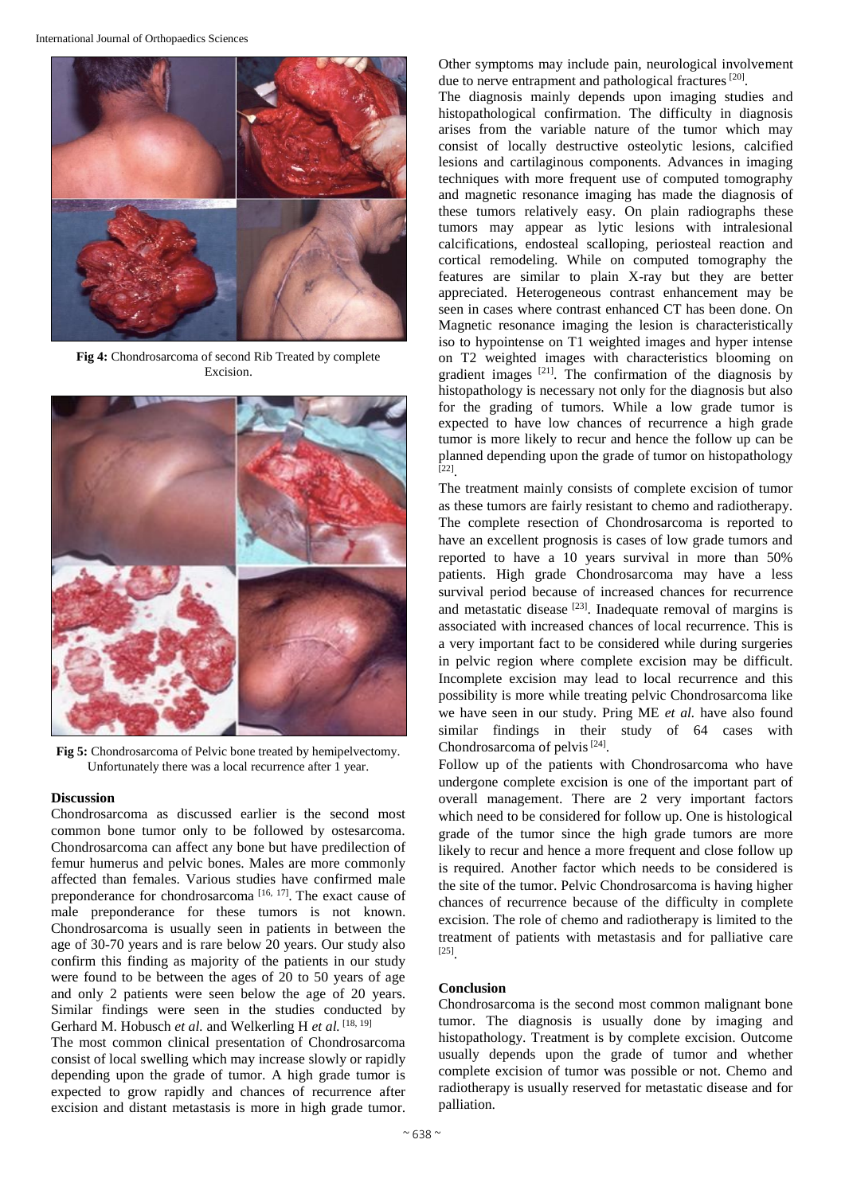**Fig 4:** Chondrosarcoma of second Rib Treated by complete Excision.

**Fig 5:** Chondrosarcoma of Pelvic bone treated by hemipelvectomy. Unfortunately there was a local recurrence after 1 year.

## Discussion

Chondrosarcoma as discussed earlier is the second most common bone tumor only to be followed by ostesarcoma. Chondrosarcoma can affect any bone but have predilection of femur humerus and pelvic bones. Males are more commonly affected than females. Various studies have confirmed male preponderance for chondrosarcoma [16, 17]. The exact cause of male preponderance for these tumors is not known. Chondrosarcoma is usually seen in patients in between the age of 30-70 years and is rare below 20 years. Our study also confirm this finding as majority of the patients in our study were found to be between the ages of 20 to 50 years of age and only 2 patients were seen below the age of 20 years. Similar findings were seen in the studies conducted by Gerhard M. Hobusch *et al.* and Welkerling H *et al.* [18, 19]

The most common clinical presentation of Chondrosarcoma consist of local swelling which may increase slowly or rapidly depending upon the grade of tumor. A high grade tumor is expected to grow rapidly and chances of recurrence after excision and distant metastasis is more in high grade tumor. Other symptoms may include pain, neurological involvement due to nerve entrapment and pathological fractures [20].

The diagnosis mainly depends upon imaging studies and histopathological confirmation. The difficulty in diagnosis arises from the variable nature of the tumor which may consist of locally destructive osteolytic lesions, calcified lesions and cartilaginous components. Advances in imaging techniques with more frequent use of computed tomography and magnetic resonance imaging has made the diagnosis of these tumors relatively easy. On plain radiographs these tumors may appear as lytic lesions with intralesional calcifications, endosteal scalloping, periosteal reaction and cortical remodeling. While on computed tomography the features are similar to plain X-ray but they are better appreciated. Heterogeneous contrast enhancement may be seen in cases where contrast enhanced CT has been done. On Magnetic resonance imaging the lesion is characteristically iso to hypointense on T1 weighted images and hyper intense on T2 weighted images with characteristics blooming on gradient images [21]. The confirmation of the diagnosis by histopathology is necessary not only for the diagnosis but also for the grading of tumors. While a low grade tumor is expected to have low chances of recurrence a high grade tumor is more likely to recur and hence the follow up can be planned depending upon the grade of tumor on histopathology [22].

The treatment mainly consists of complete excision of tumor as these tumors are fairly resistant to chemo and radiotherapy. The complete resection of Chondrosarcoma is reported to have an excellent prognosis is cases of low grade tumors and reported to have a 10 years survival in more than 50% patients. High grade Chondrosarcoma may have a less survival period because of increased chances for recurrence and metastatic disease [23]. Inadequate removal of margins is associated with increased chances of local recurrence. This is a very important fact to be considered while during surgeries in pelvic region where complete excision may be difficult. Incomplete excision may lead to local recurrence and this possibility is more while treating pelvic Chondrosarcoma like we have seen in our study. Pring ME *et al.* have also found similar findings in their study of 64 cases with Chondrosarcoma of pelvis [24].

Follow up of the patients with Chondrosarcoma who have undergone complete excision is one of the important part of overall management. There are 2 very important factors which need to be considered for follow up. One is histological grade of the tumor since the high grade tumors are more likely to recur and hence a more frequent and close follow up is required. Another factor which needs to be considered is the site of the tumor. Pelvic Chondrosarcoma is having higher chances of recurrence because of the difficulty in complete excision. The role of chemo and radiotherapy is limited to the treatment of patients with metastasis and for palliative care [25].

## Conclusion

Chondrosarcoma is the second most common malignant bone tumor. The diagnosis is usually done by imaging and histopathology. Treatment is by complete excision. Outcome usually depends upon the grade of tumor and whether complete excision of tumor was possible or not. Chemo and radiotherapy is usually reserved for metastatic disease and for palliation.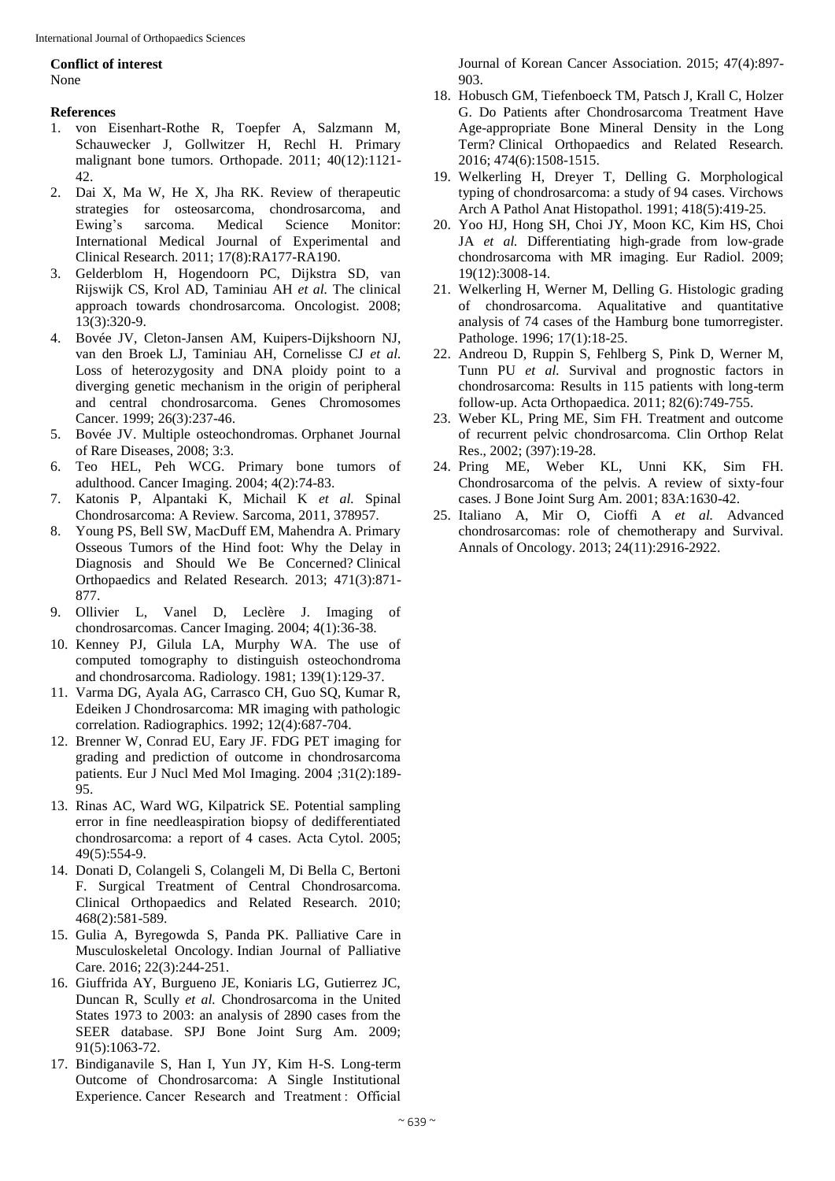**Conflict of interest**

None

**References**

1. von Eisenhart-Rothe R, Toepfer A, Salzmann M, Schauwecker J, Gollwitzer H, Rechl H. Primary malignant bone tumors. Orthopade. 2011; 40(12):1121-42.
2. Dai X, Ma W, He X, Jha RK. Review of therapeutic strategies for osteosarcoma, chondrosarcoma, and Ewing's sarcoma. Medical Science Monitor: International Medical Journal of Experimental and Clinical Research. 2011; 17(8):RA177-RA190.
3. Gelderblom H, Hogendoorn PC, Dijkstra SD, van Rijswijk CS, Krol AD, Taminiau AH *et al.* The clinical approach towards chondrosarcoma. Oncologist. 2008; 13(3):320-9.
4. Bovée JV, Cleton-Jansen AM, Kuipers-Dijkshoorn NJ, van den Broek LJ, Taminiau AH, Cornelisse CJ *et al.* Loss of heterozygosity and DNA ploidy point to a diverging genetic mechanism in the origin of peripheral and central chondrosarcoma. Genes Chromosomes Cancer. 1999; 26(3):237-46.
5. Bovée JV. Multiple osteochondromas. Orphanet Journal of Rare Diseases, 2008; 3:3.
6. Teo HEL, Peh WCG. Primary bone tumors of adulthood. Cancer Imaging. 2004; 4(2):74-83.
7. Katonis P, Alpantaki K, Michail K *et al.* Spinal Chondrosarcoma: A Review. Sarcoma, 2011, 378957.
8. Young PS, Bell SW, MacDuff EM, Mahendra A. Primary Osseous Tumors of the Hind foot: Why the Delay in Diagnosis and Should We Be Concerned? Clinical Orthopaedics and Related Research. 2013; 471(3):871-877.
9. Ollivier L, Vanel D, Leclère J. Imaging of chondrosarcomas. Cancer Imaging. 2004; 4(1):36-38.
10. Kenney PJ, Gilula LA, Murphy WA. The use of computed tomography to distinguish osteochondroma and chondrosarcoma. Radiology. 1981; 139(1):129-37.
11. Varma DG, Ayala AG, Carrasco CH, Guo SQ, Kumar R, Edeiken J Chondrosarcoma: MR imaging with pathologic correlation. Radiographics. 1992; 12(4):687-704.
12. Brenner W, Conrad EU, Eary JF. FDG PET imaging for grading and prediction of outcome in chondrosarcoma patients. Eur J Nucl Med Mol Imaging. 2004 ;31(2):189-95.
13. Rinas AC, Ward WG, Kilpatrick SE. Potential sampling error in fine needleaspiration biopsy of dedifferentiated chondrosarcoma: a report of 4 cases. Acta Cytol. 2005; 49(5):554-9.
14. Donati D, Colangeli S, Colangeli M, Di Bella C, Bertoni F. Surgical Treatment of Central Chondrosarcoma. Clinical Orthopaedics and Related Research. 2010; 468(2):581-589.
15. Gulia A, Byregowda S, Panda PK. Palliative Care in Musculoskeletal Oncology. Indian Journal of Palliative Care. 2016; 22(3):244-251.
16. Giuffrida AY, Burgueno JE, Koniaris LG, Gutierrez JC, Duncan R, Scully *et al.* Chondrosarcoma in the United States 1973 to 2003: an analysis of 2890 cases from the SEER database. SPJ Bone Joint Surg Am. 2009; 91(5):1063-72.
17. Bindiganavile S, Han I, Yun JY, Kim H-S. Long-term Outcome of Chondrosarcoma: A Single Institutional Experience. Cancer Research and Treatment : Official Journal of Korean Cancer Association. 2015; 47(4):897-903.
18. Hobusch GM, Tiefenboeck TM, Patsch J, Krall C, Holzer G. Do Patients after Chondrosarcoma Treatment Have Age-appropriate Bone Mineral Density in the Long Term? Clinical Orthopaedics and Related Research. 2016; 474(6):1508-1515.
19. Welkerling H, Dreyer T, Delling G. Morphological typing of chondrosarcoma: a study of 94 cases. Virchows Arch A Pathol Anat Histopathol. 1991; 418(5):419-25.
20. Yoo HJ, Hong SH, Choi JY, Moon KC, Kim HS, Choi JA *et al.* Differentiating high-grade from low-grade chondrosarcoma with MR imaging. Eur Radiol. 2009; 19(12):3008-14.
21. Welkerling H, Werner M, Delling G. Histologic grading of chondrosarcoma. Aqualitative and quantitative analysis of 74 cases of the Hamburg bone tumorregister. Pathologe. 1996; 17(1):18-25.
22. Andreou D, Ruppin S, Fehlberg S, Pink D, Werner M, Tunn PU *et al.* Survival and prognostic factors in chondrosarcoma: Results in 115 patients with long-term follow-up. Acta Orthopaedica. 2011; 82(6):749-755.
23. Weber KL, Pring ME, Sim FH. Treatment and outcome of recurrent pelvic chondrosarcoma. Clin Orthop Relat Res., 2002; (397):19-28.
24. Pring ME, Weber KL, Unni KK, Sim FH. Chondrosarcoma of the pelvis. A review of sixty-four cases. J Bone Joint Surg Am. 2001; 83A:1630-42.
25. Italiano A, Mir O, Cioffi A *et al.* Advanced chondrosarcomas: role of chemotherapy and Survival. Annals of Oncology. 2013; 24(11):2916-2922.